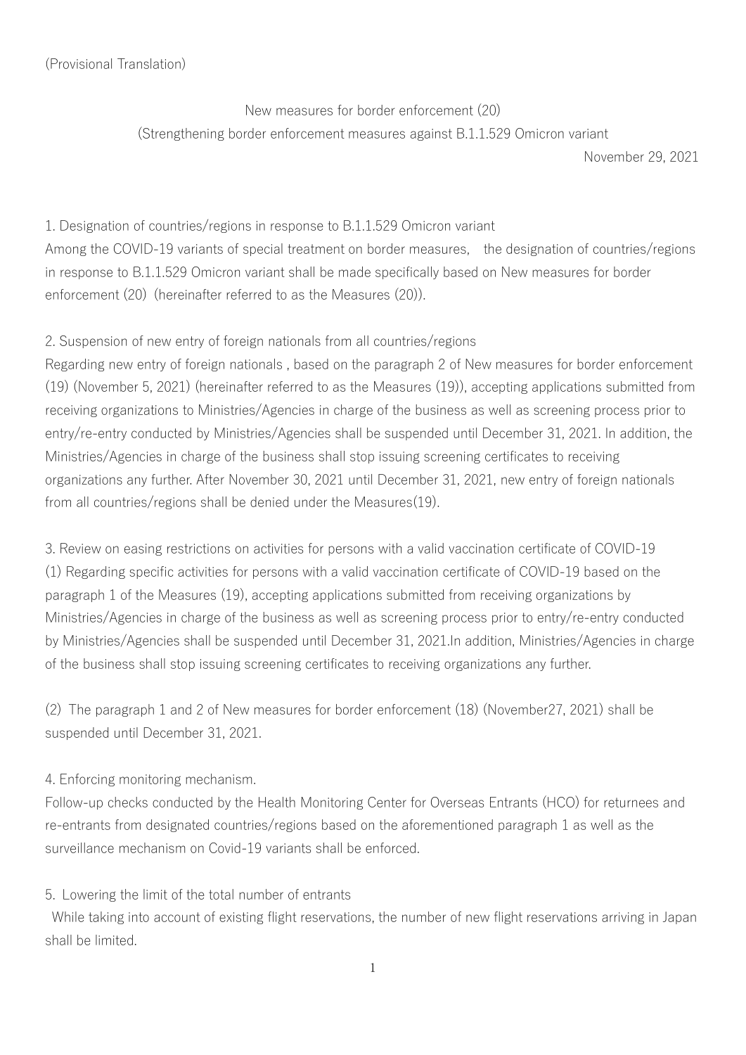(Provisional Translation)

New measures for border enforcement (20)

(Strengthening border enforcement measures against B.1.1.529 Omicron variant

November 29, 2021

1. Designation of countries/regions in response to B.1.1.529 Omicron variant

Among the COVID-19 variants of special treatment on border measures, the designation of countries/regions in response to B.1.1.529 Omicron variant shall be made specifically based on New measures for border enforcement (20) (hereinafter referred to as the Measures (20)).

2. Suspension of new entry of foreign nationals from all countries/regions

Regarding new entry of foreign nationals , based on the paragraph 2 of New measures for border enforcement (19) (November 5, 2021) (hereinafter referred to as the Measures (19)), accepting applications submitted from receiving organizations to Ministries/Agencies in charge of the business as well as screening process prior to entry/re-entry conducted by Ministries/Agencies shall be suspended until December 31, 2021. In addition, the Ministries/Agencies in charge of the business shall stop issuing screening certificates to receiving organizations any further. After November 30, 2021 until December 31, 2021, new entry of foreign nationals from all countries/regions shall be denied under the Measures(19).

3. Review on easing restrictions on activities for persons with a valid vaccination certificate of COVID-19

(1) Regarding specific activities for persons with a valid vaccination certificate of COVID-19 based on the paragraph 1 of the Measures (19), accepting applications submitted from receiving organizations by Ministries/Agencies in charge of the business as well as screening process prior to entry/re-entry conducted by Ministries/Agencies shall be suspended until December 31, 2021.In addition, Ministries/Agencies in charge of the business shall stop issuing screening certificates to receiving organizations any further.

(2) The paragraph 1 and 2 of New measures for border enforcement (18) (November27, 2021) shall be suspended until December 31, 2021.

4. Enforcing monitoring mechanism.

Follow-up checks conducted by the Health Monitoring Center for Overseas Entrants (HCO) for returnees and re-entrants from designated countries/regions based on the aforementioned paragraph 1 as well as the surveillance mechanism on Covid-19 variants shall be enforced.

5. Lowering the limit of the total number of entrants

While taking into account of existing flight reservations, the number of new flight reservations arriving in Japan shall be limited.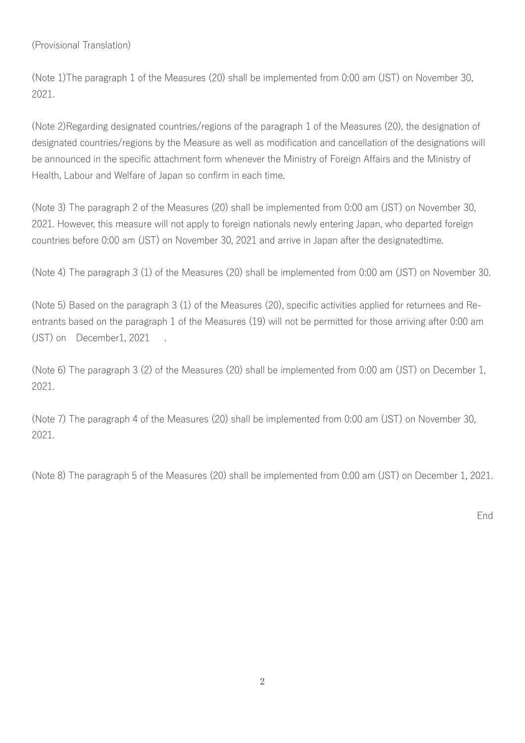(Provisional Translation)

(Note 1)The paragraph 1 of the Measures (20) shall be implemented from 0:00 am (JST) on November 30, 2021.

(Note 2)Regarding designated countries/regions of the paragraph 1 of the Measures (20), the designation of designated countries/regions by the Measure as well as modification and cancellation of the designations will be announced in the specific attachment form whenever the Ministry of Foreign Affairs and the Ministry of Health, Labour and Welfare of Japan so confirm in each time.

(Note 3) The paragraph 2 of the Measures (20) shall be implemented from 0:00 am (JST) on November 30, 2021. However, this measure will not apply to foreign nationals newly entering Japan, who departed foreign countries before 0:00 am (JST) on November 30, 2021 and arrive in Japan after the designatedtime.

(Note 4) The paragraph 3 (1) of the Measures (20) shall be implemented from 0:00 am (JST) on November 30.

(Note 5) Based on the paragraph 3 (1) of the Measures (20), specific activities applied for returnees and Re-entrants based on the paragraph 1 of the Measures (19) will not be permitted for those arriving after 0:00 am (JST) on December1, 2021 .

(Note 6) The paragraph 3 (2) of the Measures (20) shall be implemented from 0:00 am (JST) on December 1, 2021.

(Note 7) The paragraph 4 of the Measures (20) shall be implemented from 0:00 am (JST) on November 30, 2021.

(Note 8) The paragraph 5 of the Measures (20) shall be implemented from 0:00 am (JST) on December 1, 2021.

End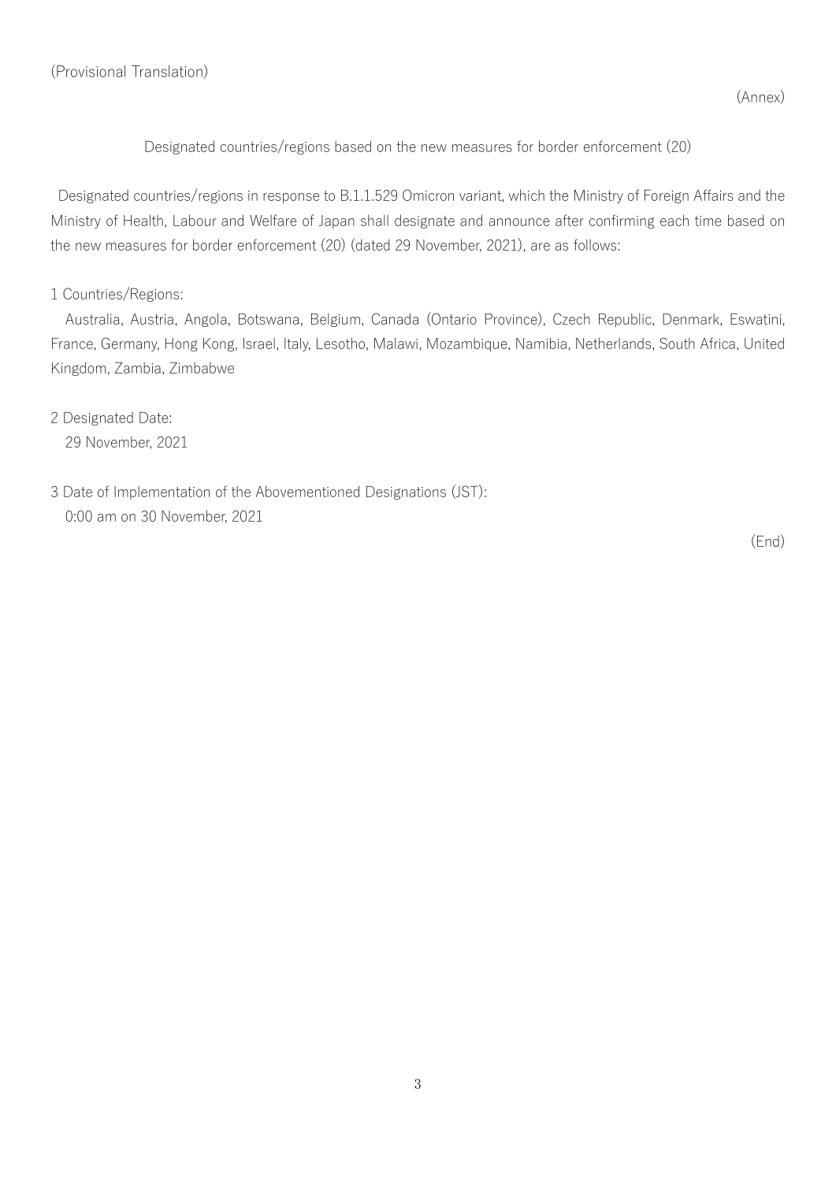(Provisional Translation)

(Annex)

Designated countries/regions based on the new measures for border enforcement (20)

Designated countries/regions in response to B.1.1.529 Omicron variant, which the Ministry of Foreign Affairs and the Ministry of Health, Labour and Welfare of Japan shall designate and announce after confirming each time based on the new measures for border enforcement (20) (dated 29 November, 2021), are as follows:

1 Countries/Regions:

Australia, Austria, Angola, Botswana, Belgium, Canada (Ontario Province), Czech Republic, Denmark, Eswatini, France, Germany, Hong Kong, Israel, Italy, Lesotho, Malawi, Mozambique, Namibia, Netherlands, South Africa, United Kingdom, Zambia, Zimbabwe

2 Designated Date:

29 November, 2021

3 Date of Implementation of the Abovementioned Designations (JST):

0:00 am on 30 November, 2021

(End)